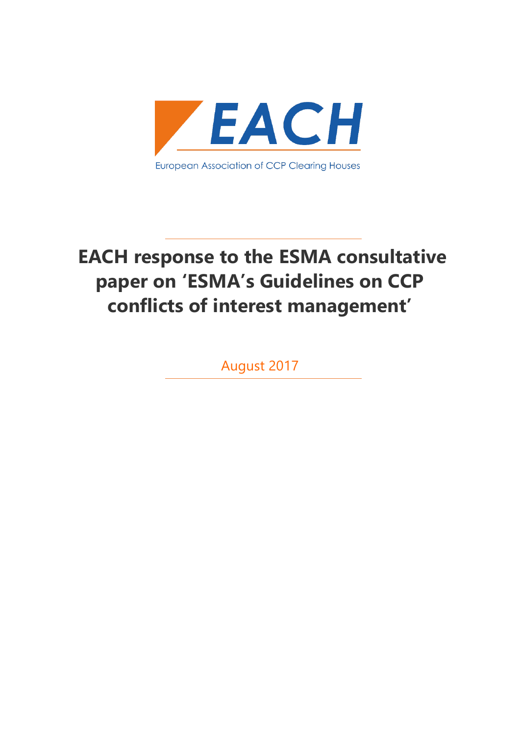EACH

European Association of CCP Clearing Houses

# EACH response to the ESMA consultative paper on 'ESMA's Guidelines on CCP conflicts of interest management'

August 2017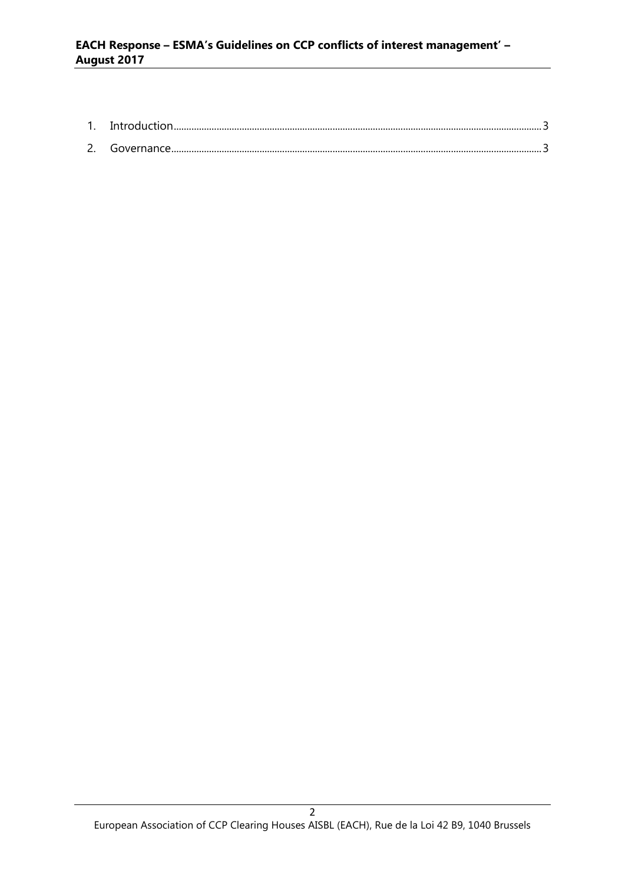1. Introduction......................................................................................................3
2. Governance.......................................................................................................3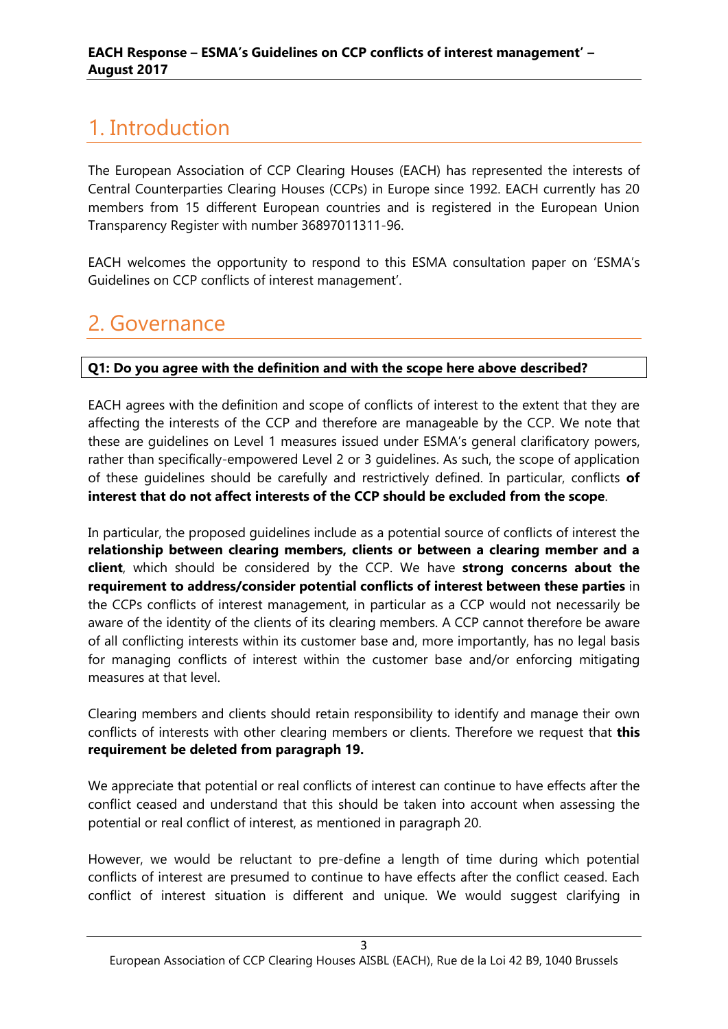# 1. Introduction

The European Association of CCP Clearing Houses (EACH) has represented the interests of Central Counterparties Clearing Houses (CCPs) in Europe since 1992. EACH currently has 20 members from 15 different European countries and is registered in the European Union Transparency Register with number 36897011311-96.

EACH welcomes the opportunity to respond to this ESMA consultation paper on 'ESMA's Guidelines on CCP conflicts of interest management'.

# 2. Governance

**Q1: Do you agree with the definition and with the scope here above described?**

EACH agrees with the definition and scope of conflicts of interest to the extent that they are affecting the interests of the CCP and therefore are manageable by the CCP. We note that these are guidelines on Level 1 measures issued under ESMA's general clarificatory powers, rather than specifically-empowered Level 2 or 3 guidelines. As such, the scope of application of these guidelines should be carefully and restrictively defined. In particular, conflicts **of interest that do not affect interests of the CCP should be excluded from the scope**.

In particular, the proposed guidelines include as a potential source of conflicts of interest the **relationship between clearing members, clients or between a clearing member and a client**, which should be considered by the CCP. We have **strong concerns about the requirement to address/consider potential conflicts of interest between these parties** in the CCPs conflicts of interest management, in particular as a CCP would not necessarily be aware of the identity of the clients of its clearing members. A CCP cannot therefore be aware of all conflicting interests within its customer base and, more importantly, has no legal basis for managing conflicts of interest within the customer base and/or enforcing mitigating measures at that level.

Clearing members and clients should retain responsibility to identify and manage their own conflicts of interests with other clearing members or clients. Therefore we request that **this requirement be deleted from paragraph 19.**

We appreciate that potential or real conflicts of interest can continue to have effects after the conflict ceased and understand that this should be taken into account when assessing the potential or real conflict of interest, as mentioned in paragraph 20.

However, we would be reluctant to pre-define a length of time during which potential conflicts of interest are presumed to continue to have effects after the conflict ceased. Each conflict of interest situation is different and unique. We would suggest clarifying in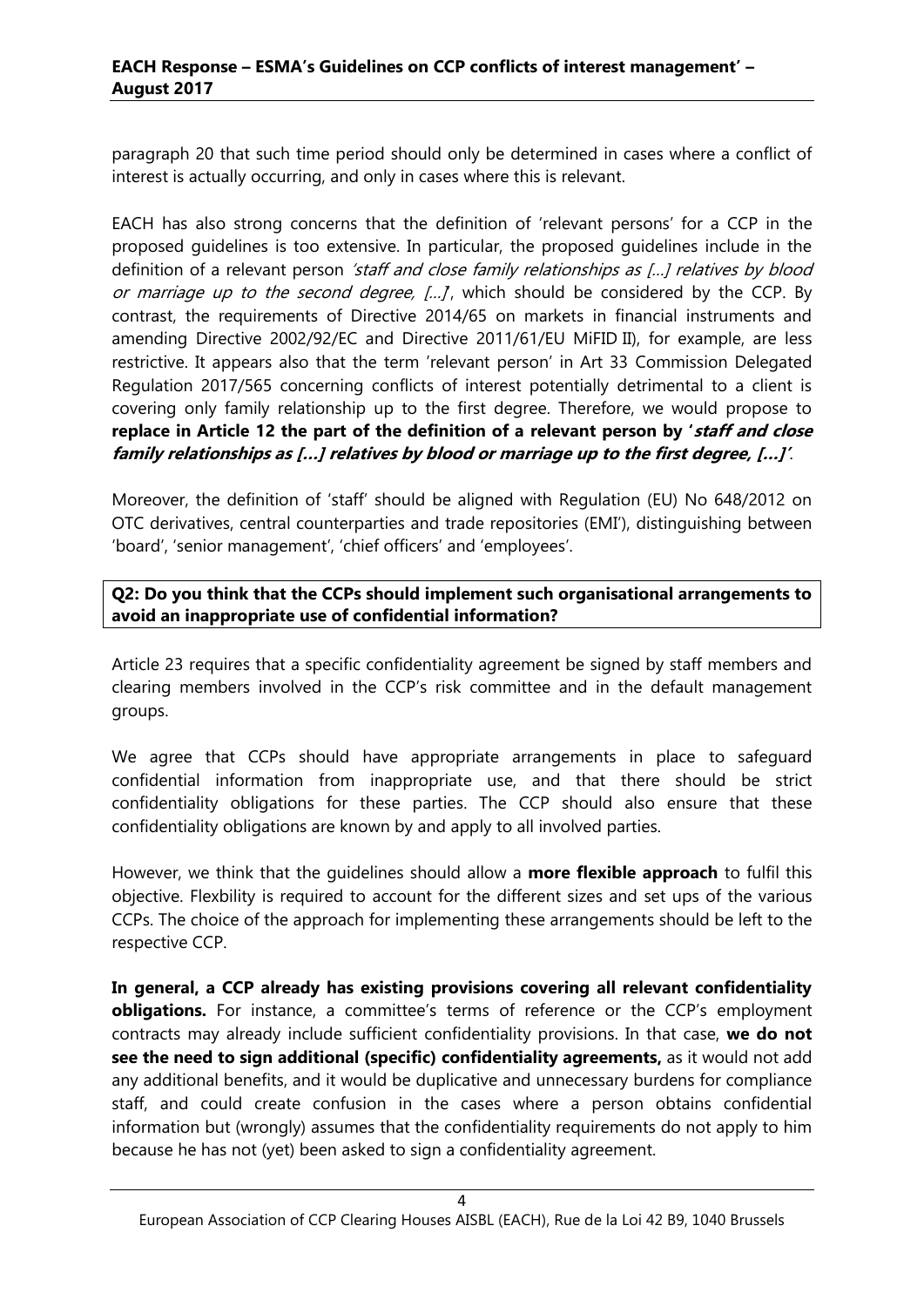paragraph 20 that such time period should only be determined in cases where a conflict of interest is actually occurring, and only in cases where this is relevant.

EACH has also strong concerns that the definition of 'relevant persons' for a CCP in the proposed guidelines is too extensive. In particular, the proposed guidelines include in the definition of a relevant person *'staff and close family relationships as […] relatives by blood or marriage up to the second degree, […]'*, which should be considered by the CCP. By contrast, the requirements of Directive 2014/65 on markets in financial instruments and amending Directive 2002/92/EC and Directive 2011/61/EU MiFID II), for example, are less restrictive. It appears also that the term 'relevant person' in Art 33 Commission Delegated Regulation 2017/565 concerning conflicts of interest potentially detrimental to a client is covering only family relationship up to the first degree. Therefore, we would propose to **replace in Article 12 the part of the definition of a relevant person by '*staff and close family relationships as […] relatives by blood or marriage up to the first degree, […]'***.

Moreover, the definition of 'staff' should be aligned with Regulation (EU) No 648/2012 on OTC derivatives, central counterparties and trade repositories (EMI'), distinguishing between 'board', 'senior management', 'chief officers' and 'employees'.

**Q2: Do you think that the CCPs should implement such organisational arrangements to avoid an inappropriate use of confidential information?**

Article 23 requires that a specific confidentiality agreement be signed by staff members and clearing members involved in the CCP's risk committee and in the default management groups.

We agree that CCPs should have appropriate arrangements in place to safeguard confidential information from inappropriate use, and that there should be strict confidentiality obligations for these parties. The CCP should also ensure that these confidentiality obligations are known by and apply to all involved parties.

However, we think that the guidelines should allow a **more flexible approach** to fulfil this objective. Flexbility is required to account for the different sizes and set ups of the various CCPs. The choice of the approach for implementing these arrangements should be left to the respective CCP.

**In general, a CCP already has existing provisions covering all relevant confidentiality obligations.** For instance, a committee's terms of reference or the CCP's employment contracts may already include sufficient confidentiality provisions. In that case, **we do not see the need to sign additional (specific) confidentiality agreements,** as it would not add any additional benefits, and it would be duplicative and unnecessary burdens for compliance staff, and could create confusion in the cases where a person obtains confidential information but (wrongly) assumes that the confidentiality requirements do not apply to him because he has not (yet) been asked to sign a confidentiality agreement.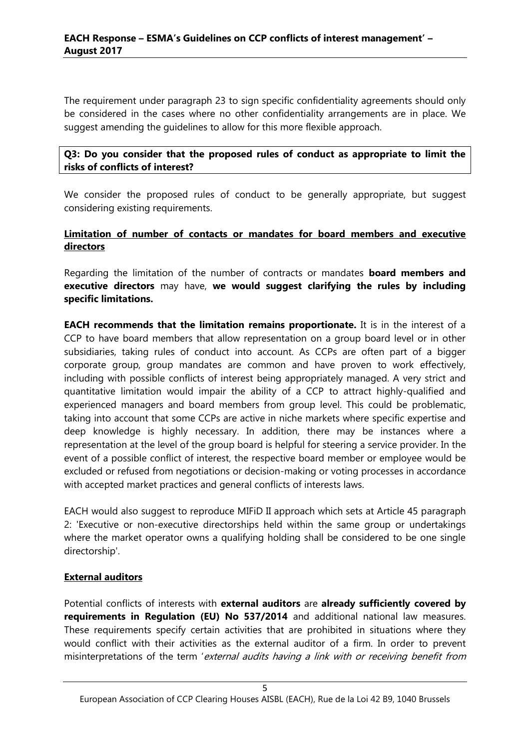The requirement under paragraph 23 to sign specific confidentiality agreements should only be considered in the cases where no other confidentiality arrangements are in place. We suggest amending the guidelines to allow for this more flexible approach.

**Q3: Do you consider that the proposed rules of conduct as appropriate to limit the risks of conflicts of interest?**

We consider the proposed rules of conduct to be generally appropriate, but suggest considering existing requirements.

**Limitation of number of contacts or mandates for board members and executive directors**

Regarding the limitation of the number of contracts or mandates **board members and executive directors** may have, **we would suggest clarifying the rules by including specific limitations.**

**EACH recommends that the limitation remains proportionate.** It is in the interest of a CCP to have board members that allow representation on a group board level or in other subsidiaries, taking rules of conduct into account. As CCPs are often part of a bigger corporate group, group mandates are common and have proven to work effectively, including with possible conflicts of interest being appropriately managed. A very strict and quantitative limitation would impair the ability of a CCP to attract highly-qualified and experienced managers and board members from group level. This could be problematic, taking into account that some CCPs are active in niche markets where specific expertise and deep knowledge is highly necessary. In addition, there may be instances where a representation at the level of the group board is helpful for steering a service provider. In the event of a possible conflict of interest, the respective board member or employee would be excluded or refused from negotiations or decision-making or voting processes in accordance with accepted market practices and general conflicts of interests laws.

EACH would also suggest to reproduce MIFiD II approach which sets at Article 45 paragraph 2: 'Executive or non-executive directorships held within the same group or undertakings where the market operator owns a qualifying holding shall be considered to be one single directorship'.

**External auditors**

Potential conflicts of interests with **external auditors** are **already sufficiently covered by requirements in Regulation (EU) No 537/2014** and additional national law measures. These requirements specify certain activities that are prohibited in situations where they would conflict with their activities as the external auditor of a firm. In order to prevent misinterpretations of the term '*external audits having a link with or receiving benefit from*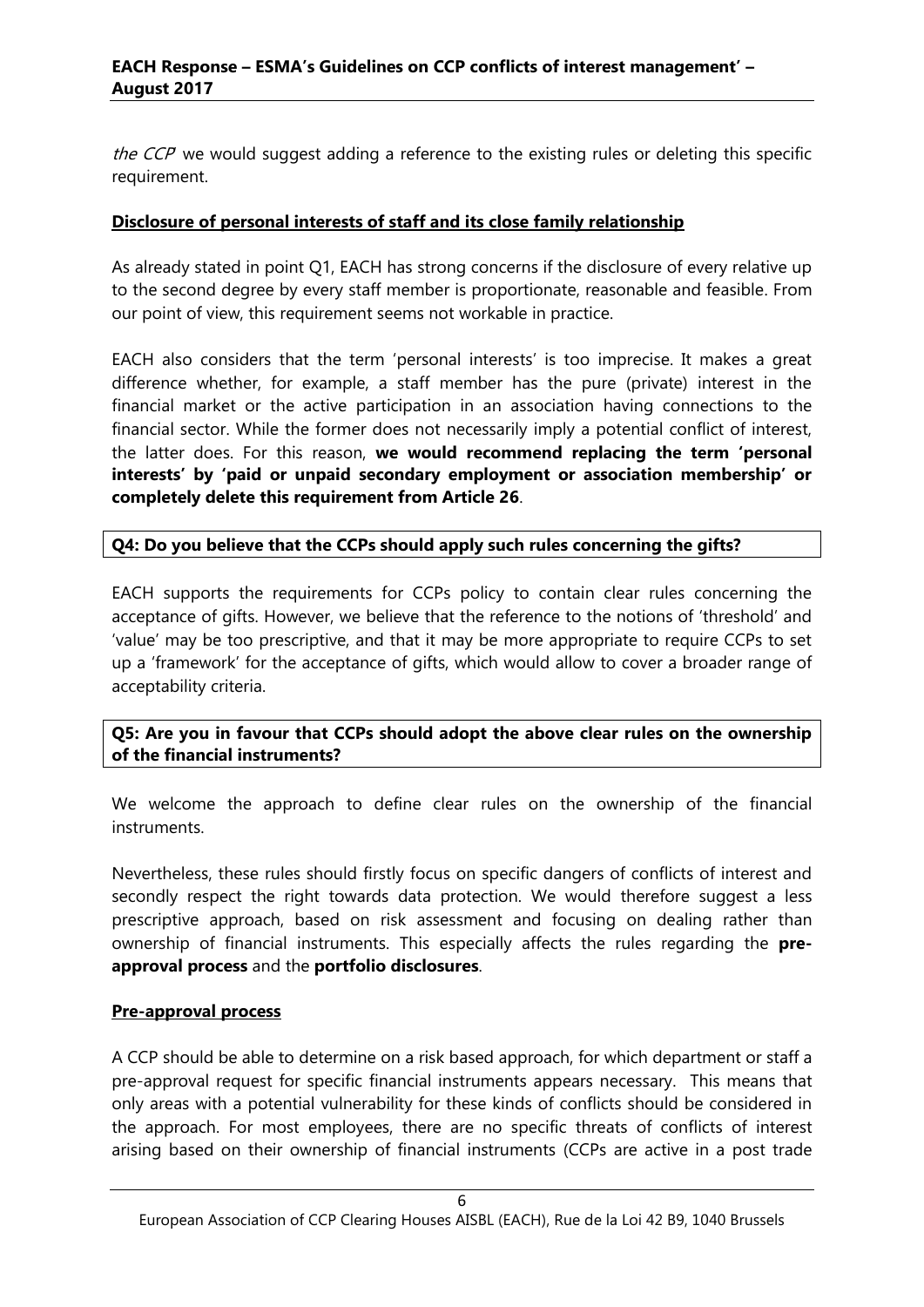*the CCP'* we would suggest adding a reference to the existing rules or deleting this specific requirement.

**Disclosure of personal interests of staff and its close family relationship**

As already stated in point Q1, EACH has strong concerns if the disclosure of every relative up to the second degree by every staff member is proportionate, reasonable and feasible. From our point of view, this requirement seems not workable in practice.

EACH also considers that the term 'personal interests' is too imprecise. It makes a great difference whether, for example, a staff member has the pure (private) interest in the financial market or the active participation in an association having connections to the financial sector. While the former does not necessarily imply a potential conflict of interest, the latter does. For this reason, **we would recommend replacing the term 'personal interests' by 'paid or unpaid secondary employment or association membership' or completely delete this requirement from Article 26**.

**Q4: Do you believe that the CCPs should apply such rules concerning the gifts?**

EACH supports the requirements for CCPs policy to contain clear rules concerning the acceptance of gifts. However, we believe that the reference to the notions of 'threshold' and 'value' may be too prescriptive, and that it may be more appropriate to require CCPs to set up a 'framework' for the acceptance of gifts, which would allow to cover a broader range of acceptability criteria.

**Q5: Are you in favour that CCPs should adopt the above clear rules on the ownership of the financial instruments?**

We welcome the approach to define clear rules on the ownership of the financial instruments.

Nevertheless, these rules should firstly focus on specific dangers of conflicts of interest and secondly respect the right towards data protection. We would therefore suggest a less prescriptive approach, based on risk assessment and focusing on dealing rather than ownership of financial instruments. This especially affects the rules regarding the **pre-approval process** and the **portfolio disclosures**.

**Pre-approval process**

A CCP should be able to determine on a risk based approach, for which department or staff a pre-approval request for specific financial instruments appears necessary. This means that only areas with a potential vulnerability for these kinds of conflicts should be considered in the approach. For most employees, there are no specific threats of conflicts of interest arising based on their ownership of financial instruments (CCPs are active in a post trade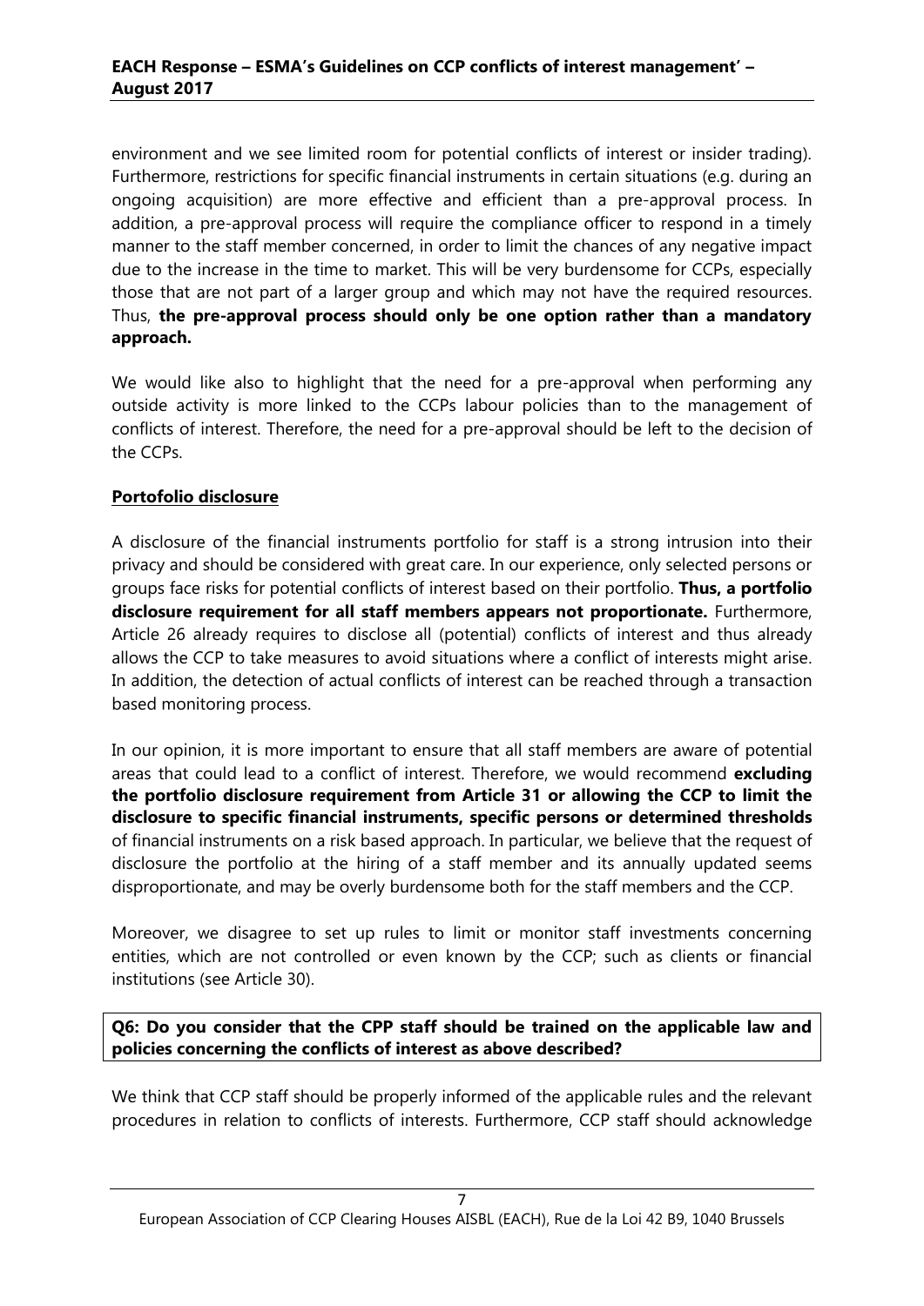environment and we see limited room for potential conflicts of interest or insider trading). Furthermore, restrictions for specific financial instruments in certain situations (e.g. during an ongoing acquisition) are more effective and efficient than a pre-approval process. In addition, a pre-approval process will require the compliance officer to respond in a timely manner to the staff member concerned, in order to limit the chances of any negative impact due to the increase in the time to market. This will be very burdensome for CCPs, especially those that are not part of a larger group and which may not have the required resources. Thus, **the pre-approval process should only be one option rather than a mandatory approach.**

We would like also to highlight that the need for a pre-approval when performing any outside activity is more linked to the CCPs labour policies than to the management of conflicts of interest. Therefore, the need for a pre-approval should be left to the decision of the CCPs.

**Portofolio disclosure**

A disclosure of the financial instruments portfolio for staff is a strong intrusion into their privacy and should be considered with great care. In our experience, only selected persons or groups face risks for potential conflicts of interest based on their portfolio. **Thus, a portfolio disclosure requirement for all staff members appears not proportionate.** Furthermore, Article 26 already requires to disclose all (potential) conflicts of interest and thus already allows the CCP to take measures to avoid situations where a conflict of interests might arise. In addition, the detection of actual conflicts of interest can be reached through a transaction based monitoring process.

In our opinion, it is more important to ensure that all staff members are aware of potential areas that could lead to a conflict of interest. Therefore, we would recommend **excluding the portfolio disclosure requirement from Article 31 or allowing the CCP to limit the disclosure to specific financial instruments, specific persons or determined thresholds** of financial instruments on a risk based approach. In particular, we believe that the request of disclosure the portfolio at the hiring of a staff member and its annually updated seems disproportionate, and may be overly burdensome both for the staff members and the CCP.

Moreover, we disagree to set up rules to limit or monitor staff investments concerning entities, which are not controlled or even known by the CCP; such as clients or financial institutions (see Article 30).

**Q6: Do you consider that the CPP staff should be trained on the applicable law and policies concerning the conflicts of interest as above described?**

We think that CCP staff should be properly informed of the applicable rules and the relevant procedures in relation to conflicts of interests. Furthermore, CCP staff should acknowledge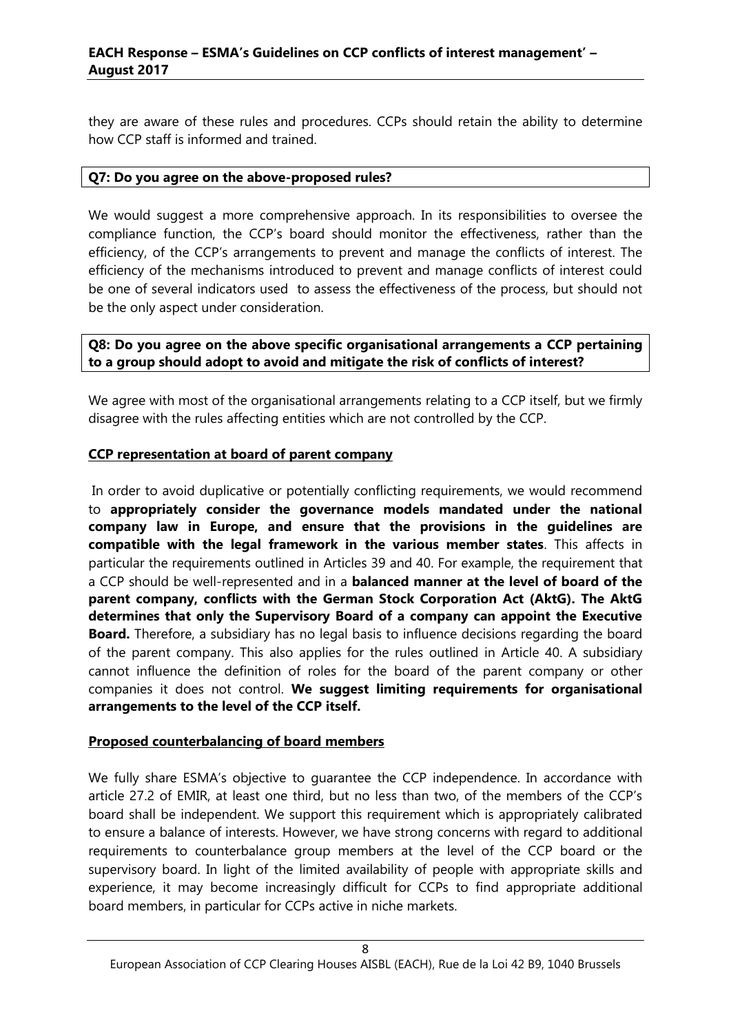they are aware of these rules and procedures. CCPs should retain the ability to determine how CCP staff is informed and trained.

**Q7: Do you agree on the above-proposed rules?**

We would suggest a more comprehensive approach. In its responsibilities to oversee the compliance function, the CCP's board should monitor the effectiveness, rather than the efficiency, of the CCP's arrangements to prevent and manage the conflicts of interest. The efficiency of the mechanisms introduced to prevent and manage conflicts of interest could be one of several indicators used to assess the effectiveness of the process, but should not be the only aspect under consideration.

**Q8: Do you agree on the above specific organisational arrangements a CCP pertaining to a group should adopt to avoid and mitigate the risk of conflicts of interest?**

We agree with most of the organisational arrangements relating to a CCP itself, but we firmly disagree with the rules affecting entities which are not controlled by the CCP.

**CCP representation at board of parent company**

In order to avoid duplicative or potentially conflicting requirements, we would recommend to **appropriately consider the governance models mandated under the national company law in Europe, and ensure that the provisions in the guidelines are compatible with the legal framework in the various member states**. This affects in particular the requirements outlined in Articles 39 and 40. For example, the requirement that a CCP should be well-represented and in a **balanced manner at the level of board of the parent company, conflicts with the German Stock Corporation Act (AktG). The AktG determines that only the Supervisory Board of a company can appoint the Executive Board.** Therefore, a subsidiary has no legal basis to influence decisions regarding the board of the parent company. This also applies for the rules outlined in Article 40. A subsidiary cannot influence the definition of roles for the board of the parent company or other companies it does not control. **We suggest limiting requirements for organisational arrangements to the level of the CCP itself.**

**Proposed counterbalancing of board members**

We fully share ESMA's objective to guarantee the CCP independence. In accordance with article 27.2 of EMIR, at least one third, but no less than two, of the members of the CCP's board shall be independent. We support this requirement which is appropriately calibrated to ensure a balance of interests. However, we have strong concerns with regard to additional requirements to counterbalance group members at the level of the CCP board or the supervisory board. In light of the limited availability of people with appropriate skills and experience, it may become increasingly difficult for CCPs to find appropriate additional board members, in particular for CCPs active in niche markets.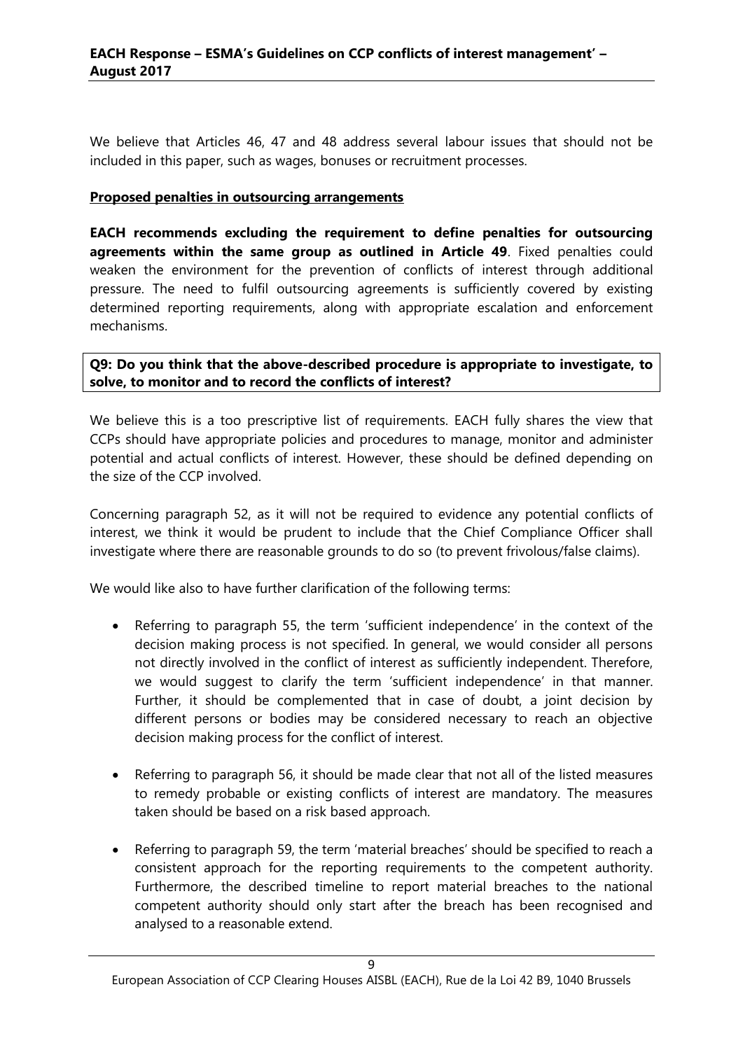We believe that Articles 46, 47 and 48 address several labour issues that should not be included in this paper, such as wages, bonuses or recruitment processes.

**Proposed penalties in outsourcing arrangements**

**EACH recommends excluding the requirement to define penalties for outsourcing agreements within the same group as outlined in Article 49**. Fixed penalties could weaken the environment for the prevention of conflicts of interest through additional pressure. The need to fulfil outsourcing agreements is sufficiently covered by existing determined reporting requirements, along with appropriate escalation and enforcement mechanisms.

**Q9: Do you think that the above-described procedure is appropriate to investigate, to solve, to monitor and to record the conflicts of interest?**

We believe this is a too prescriptive list of requirements. EACH fully shares the view that CCPs should have appropriate policies and procedures to manage, monitor and administer potential and actual conflicts of interest. However, these should be defined depending on the size of the CCP involved.

Concerning paragraph 52, as it will not be required to evidence any potential conflicts of interest, we think it would be prudent to include that the Chief Compliance Officer shall investigate where there are reasonable grounds to do so (to prevent frivolous/false claims).

We would like also to have further clarification of the following terms:

- Referring to paragraph 55, the term 'sufficient independence' in the context of the decision making process is not specified. In general, we would consider all persons not directly involved in the conflict of interest as sufficiently independent. Therefore, we would suggest to clarify the term 'sufficient independence' in that manner. Further, it should be complemented that in case of doubt, a joint decision by different persons or bodies may be considered necessary to reach an objective decision making process for the conflict of interest.
- Referring to paragraph 56, it should be made clear that not all of the listed measures to remedy probable or existing conflicts of interest are mandatory. The measures taken should be based on a risk based approach.
- Referring to paragraph 59, the term 'material breaches' should be specified to reach a consistent approach for the reporting requirements to the competent authority. Furthermore, the described timeline to report material breaches to the national competent authority should only start after the breach has been recognised and analysed to a reasonable extend.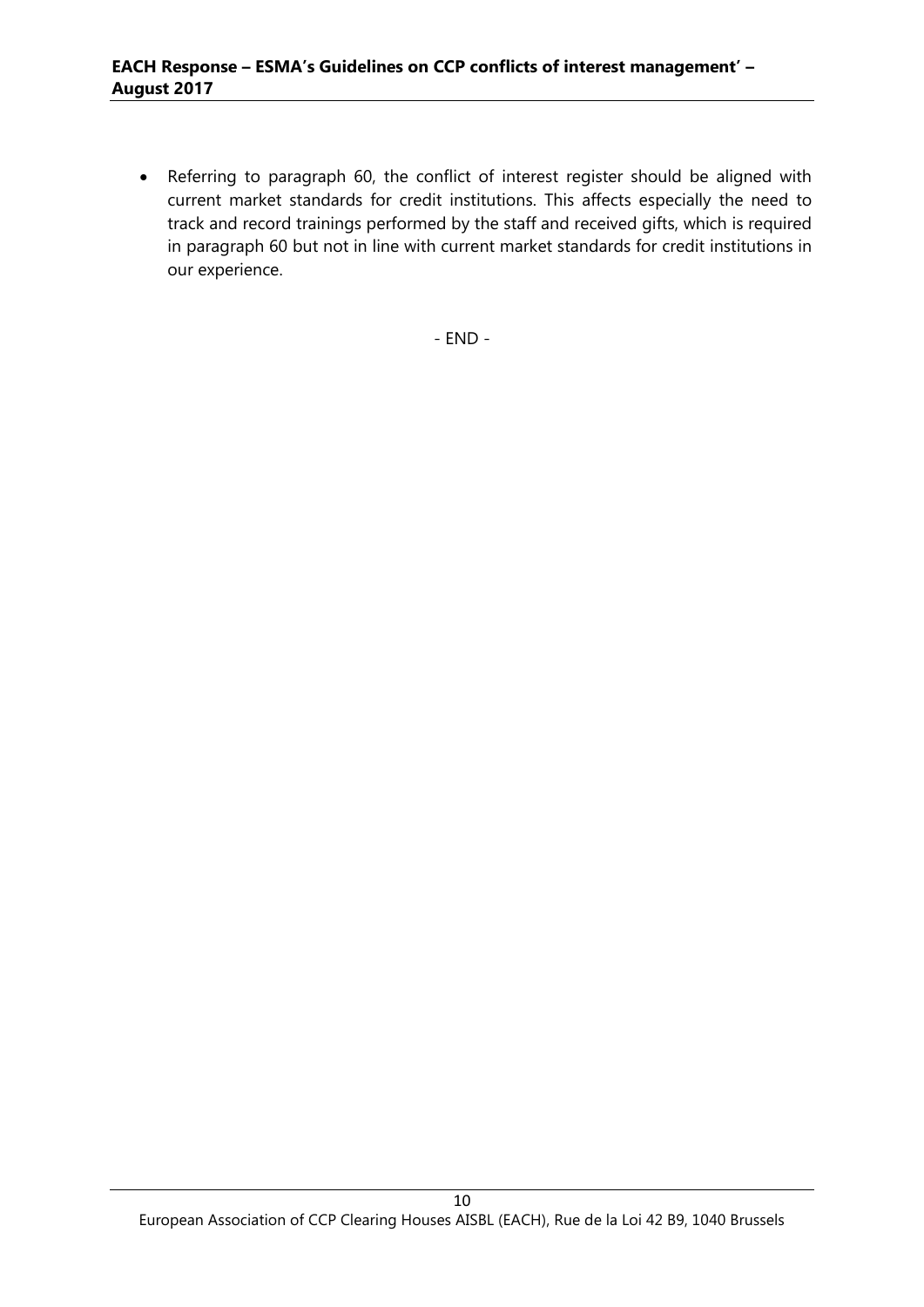- Referring to paragraph 60, the conflict of interest register should be aligned with current market standards for credit institutions. This affects especially the need to track and record trainings performed by the staff and received gifts, which is required in paragraph 60 but not in line with current market standards for credit institutions in our experience.

- END -